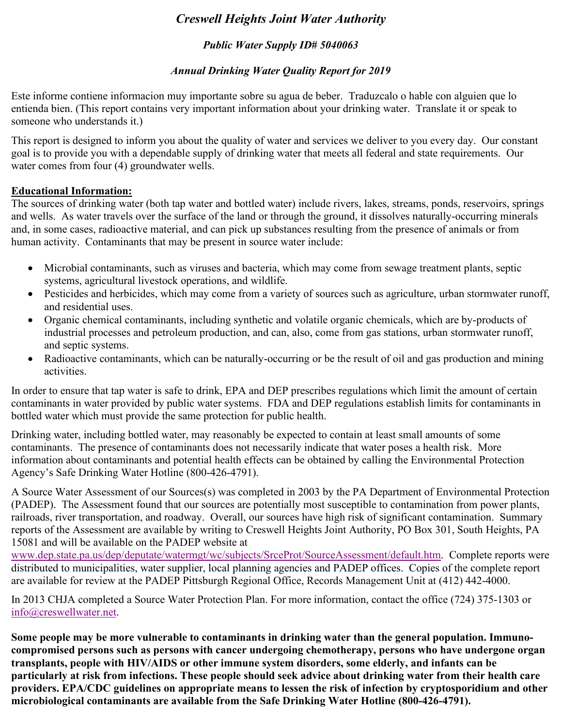# *Creswell Heights Joint Water Authority*

## *Public Water Supply ID# 5040063*

## *Annual Drinking Water Quality Report for 2019*

Este informe contiene informacion muy importante sobre su agua de beber. Traduzcalo o hable con alguien que lo entienda bien. (This report contains very important information about your drinking water. Translate it or speak to someone who understands it.)

This report is designed to inform you about the quality of water and services we deliver to you every day. Our constant goal is to provide you with a dependable supply of drinking water that meets all federal and state requirements. Our water comes from four (4) groundwater wells.

**Educational Information:**
The sources of drinking water (both tap water and bottled water) include rivers, lakes, streams, ponds, reservoirs, springs and wells. As water travels over the surface of the land or through the ground, it dissolves naturally-occurring minerals and, in some cases, radioactive material, and can pick up substances resulting from the presence of animals or from human activity. Contaminants that may be present in source water include:

- Microbial contaminants, such as viruses and bacteria, which may come from sewage treatment plants, septic systems, agricultural livestock operations, and wildlife.
- Pesticides and herbicides, which may come from a variety of sources such as agriculture, urban stormwater runoff, and residential uses.
- Organic chemical contaminants, including synthetic and volatile organic chemicals, which are by-products of industrial processes and petroleum production, and can, also, come from gas stations, urban stormwater runoff, and septic systems.
- Radioactive contaminants, which can be naturally-occurring or be the result of oil and gas production and mining activities.

In order to ensure that tap water is safe to drink, EPA and DEP prescribes regulations which limit the amount of certain contaminants in water provided by public water systems. FDA and DEP regulations establish limits for contaminants in bottled water which must provide the same protection for public health.

Drinking water, including bottled water, may reasonably be expected to contain at least small amounts of some contaminants. The presence of contaminants does not necessarily indicate that water poses a health risk. More information about contaminants and potential health effects can be obtained by calling the Environmental Protection Agency's Safe Drinking Water Hotline (800-426-4791).

A Source Water Assessment of our Sources(s) was completed in 2003 by the PA Department of Environmental Protection (PADEP). The Assessment found that our sources are potentially most susceptible to contamination from power plants, railroads, river transportation, and roadway. Overall, our sources have high risk of significant contamination. Summary reports of the Assessment are available by writing to Creswell Heights Joint Authority, PO Box 301, South Heights, PA 15081 and will be available on the PADEP website at www.dep.state.pa.us/dep/deputate/watermgt/wc/subjects/SrceProt/SourceAssessment/default.htm. Complete reports were distributed to municipalities, water supplier, local planning agencies and PADEP offices. Copies of the complete report are available for review at the PADEP Pittsburgh Regional Office, Records Management Unit at (412) 442-4000.

In 2013 CHJA completed a Source Water Protection Plan. For more information, contact the office (724) 375-1303 or info@creswellwater.net.

**Some people may be more vulnerable to contaminants in drinking water than the general population. Immuno-compromised persons such as persons with cancer undergoing chemotherapy, persons who have undergone organ transplants, people with HIV/AIDS or other immune system disorders, some elderly, and infants can be particularly at risk from infections. These people should seek advice about drinking water from their health care providers. EPA/CDC guidelines on appropriate means to lessen the risk of infection by cryptosporidium and other microbiological contaminants are available from the Safe Drinking Water Hotline (800-426-4791).**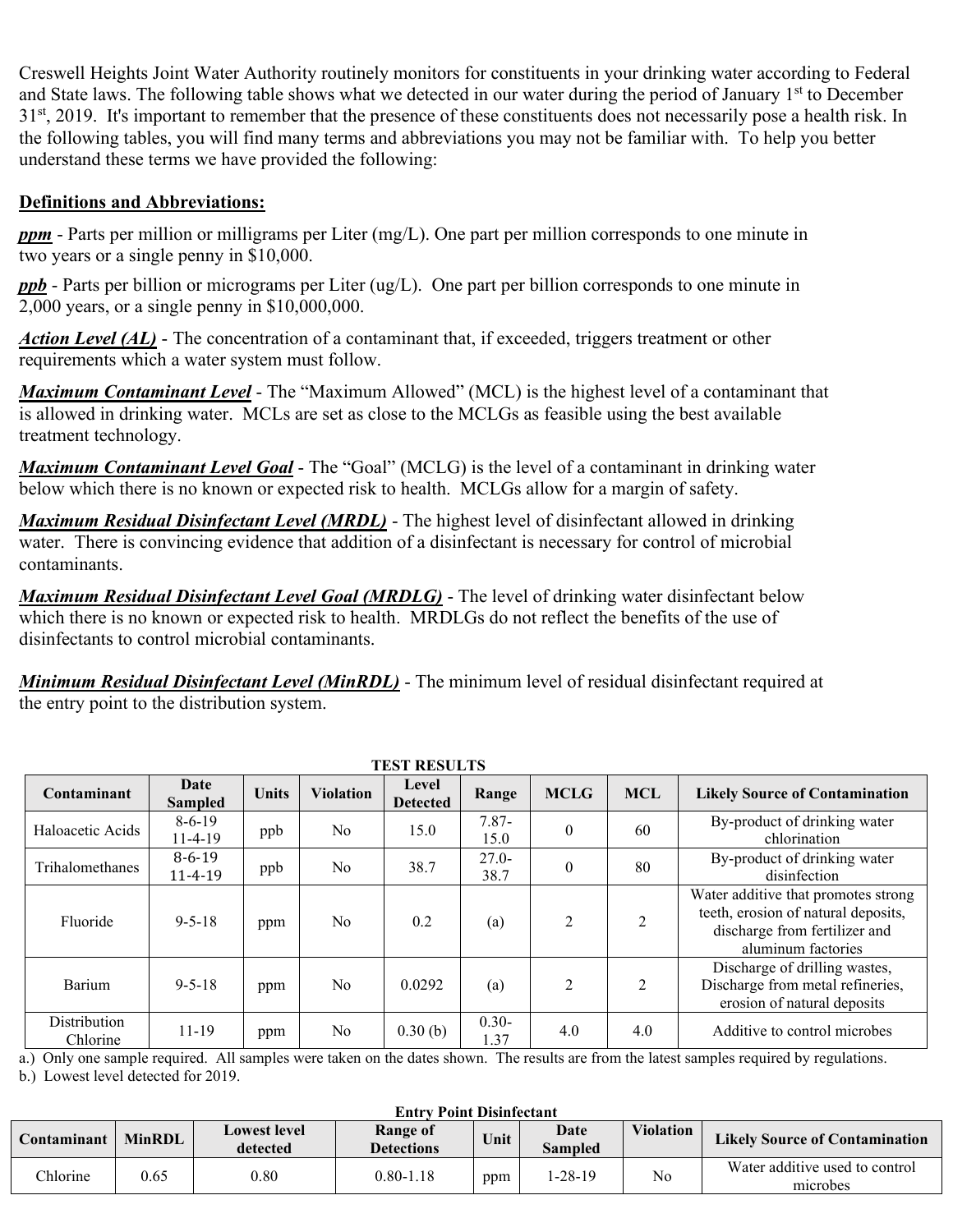Creswell Heights Joint Water Authority routinely monitors for constituents in your drinking water according to Federal and State laws. The following table shows what we detected in our water during the period of January 1st to December 31st, 2019. It's important to remember that the presence of these constituents does not necessarily pose a health risk. In the following tables, you will find many terms and abbreviations you may not be familiar with. To help you better understand these terms we have provided the following:

**Definitions and Abbreviations:**

***ppm*** - Parts per million or milligrams per Liter (mg/L). One part per million corresponds to one minute in two years or a single penny in $10,000.

***ppb*** - Parts per billion or micrograms per Liter (ug/L). One part per billion corresponds to one minute in 2,000 years, or a single penny in $10,000,000.

***Action Level (AL)*** - The concentration of a contaminant that, if exceeded, triggers treatment or other requirements which a water system must follow.

***Maximum Contaminant Level*** - The "Maximum Allowed" (MCL) is the highest level of a contaminant that is allowed in drinking water. MCLs are set as close to the MCLGs as feasible using the best available treatment technology.

***Maximum Contaminant Level Goal*** - The "Goal" (MCLG) is the level of a contaminant in drinking water below which there is no known or expected risk to health. MCLGs allow for a margin of safety.

***Maximum Residual Disinfectant Level (MRDL)*** - The highest level of disinfectant allowed in drinking water. There is convincing evidence that addition of a disinfectant is necessary for control of microbial contaminants.

***Maximum Residual Disinfectant Level Goal (MRDLG)*** - The level of drinking water disinfectant below which there is no known or expected risk to health. MRDLGs do not reflect the benefits of the use of disinfectants to control microbial contaminants.

***Minimum Residual Disinfectant Level (MinRDL)*** - The minimum level of residual disinfectant required at the entry point to the distribution system.

**TEST RESULTS**

| Contaminant | Date Sampled | Units | Violation | Level Detected | Range | MCLG | MCL | Likely Source of Contamination |
|---|---|---|---|---|---|---|---|---|
| Haloacetic Acids | 8-6-19 11-4-19 | ppb | No | 15.0 | 7.87-15.0 | 0 | 60 | By-product of drinking water chlorination |
| Trihalomethanes | 8-6-19 11-4-19 | ppb | No | 38.7 | 27.0-38.7 | 0 | 80 | By-product of drinking water disinfection |
| Fluoride | 9-5-18 | ppm | No | 0.2 | (a) | 2 | 2 | Water additive that promotes strong teeth, erosion of natural deposits, discharge from fertilizer and aluminum factories |
| Barium | 9-5-18 | ppm | No | 0.0292 | (a) | 2 | 2 | Discharge of drilling wastes, Discharge from metal refineries, erosion of natural deposits |
| Distribution Chlorine | 11-19 | ppm | No | 0.30 (b) | 0.30-1.37 | 4.0 | 4.0 | Additive to control microbes |

a.) Only one sample required. All samples were taken on the dates shown. The results are from the latest samples required by regulations.
b.) Lowest level detected for 2019.

**Entry Point Disinfectant**

| Contaminant | MinRDL | Lowest level detected | Range of Detections | Unit | Date Sampled | Violation | Likely Source of Contamination |
|---|---|---|---|---|---|---|---|
| Chlorine | 0.65 | 0.80 | 0.80-1.18 | ppm | 1-28-19 | No | Water additive used to control microbes |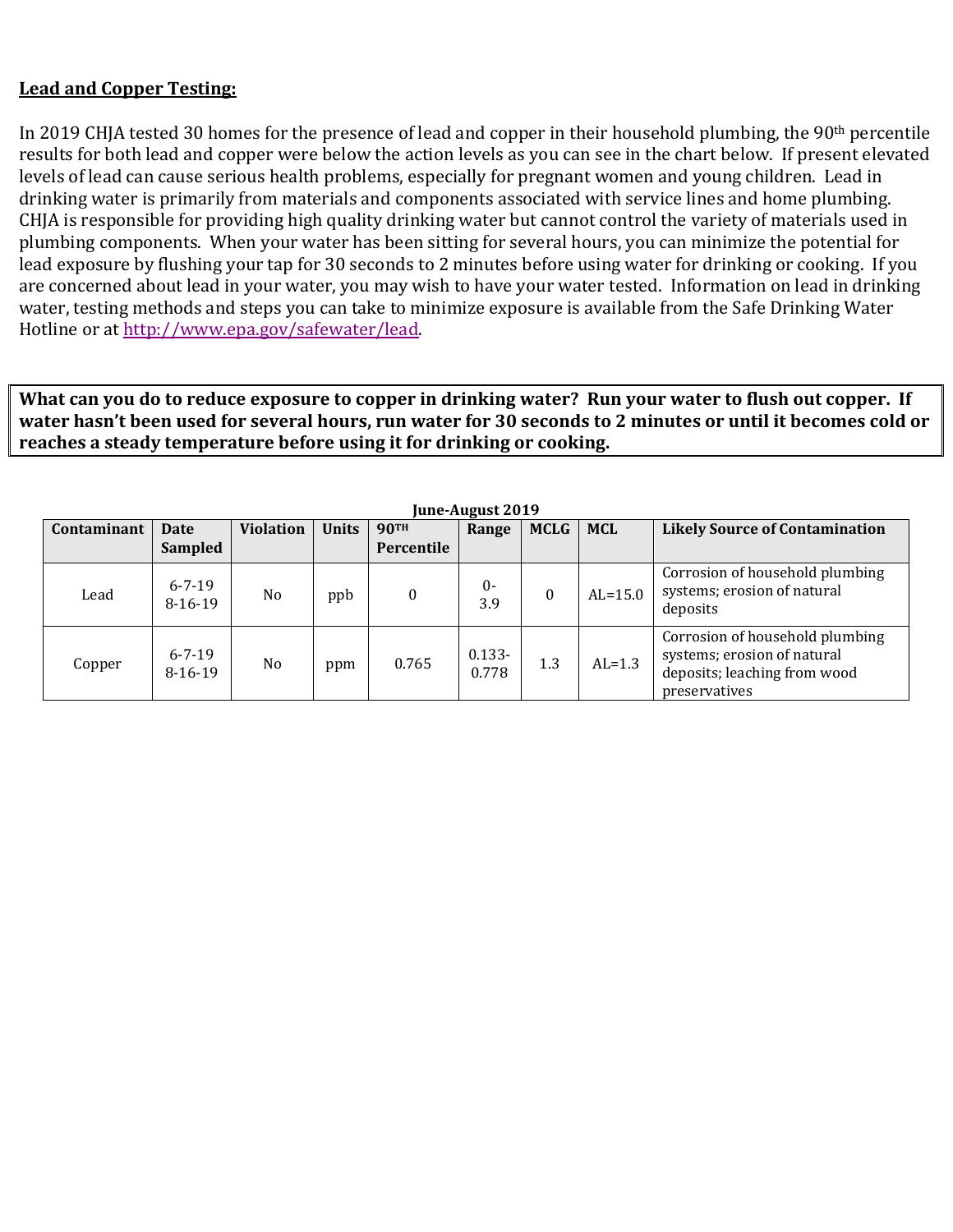**Lead and Copper Testing:**

In 2019 CHJA tested 30 homes for the presence of lead and copper in their household plumbing, the 90th percentile results for both lead and copper were below the action levels as you can see in the chart below. If present elevated levels of lead can cause serious health problems, especially for pregnant women and young children. Lead in drinking water is primarily from materials and components associated with service lines and home plumbing. CHJA is responsible for providing high quality drinking water but cannot control the variety of materials used in plumbing components. When your water has been sitting for several hours, you can minimize the potential for lead exposure by flushing your tap for 30 seconds to 2 minutes before using water for drinking or cooking. If you are concerned about lead in your water, you may wish to have your water tested. Information on lead in drinking water, testing methods and steps you can take to minimize exposure is available from the Safe Drinking Water Hotline or at [http://www.epa.gov/safewater/lead](http://www.epa.gov/safewater/lead).

**What can you do to reduce exposure to copper in drinking water? Run your water to flush out copper. If water hasn't been used for several hours, run water for 30 seconds to 2 minutes or until it becomes cold or reaches a steady temperature before using it for drinking or cooking.**

**June-August 2019**

| Contaminant | Date Sampled | Violation | Units | 90TH Percentile | Range | MCLG | MCL | Likely Source of Contamination |
|---|---|---|---|---|---|---|---|---|
| Lead | 6-7-19 8-16-19 | No | ppb | 0 | 0-3.9 | 0 | AL=15.0 | Corrosion of household plumbing systems; erosion of natural deposits |
| Copper | 6-7-19 8-16-19 | No | ppm | 0.765 | 0.133-0.778 | 1.3 | AL=1.3 | Corrosion of household plumbing systems; erosion of natural deposits; leaching from wood preservatives |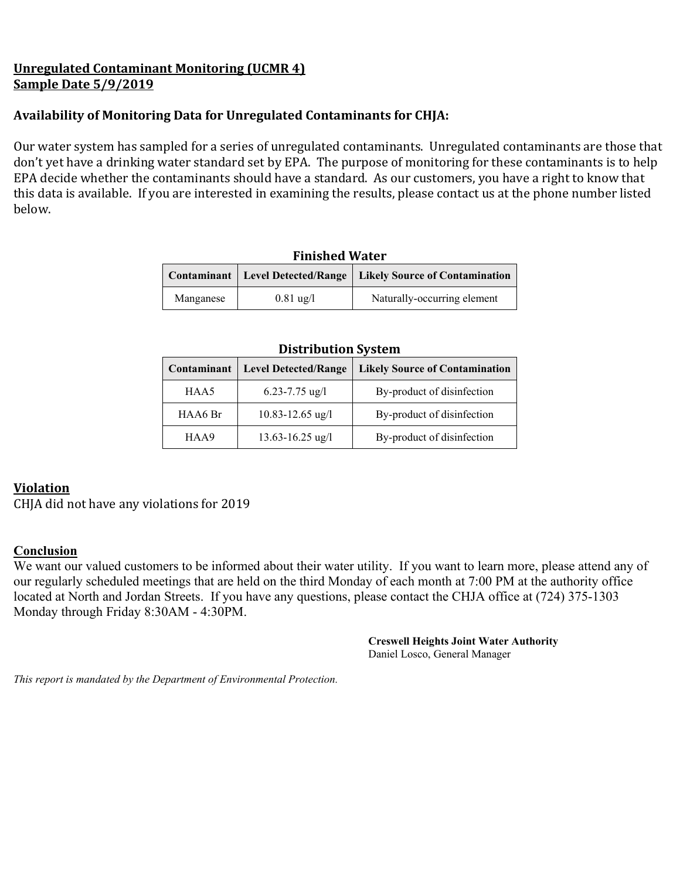**Unregulated Contaminant Monitoring (UCMR 4)**
**Sample Date 5/9/2019**

### Availability of Monitoring Data for Unregulated Contaminants for CHJA:

Our water system has sampled for a series of unregulated contaminants. Unregulated contaminants are those that don't yet have a drinking water standard set by EPA. The purpose of monitoring for these contaminants is to help EPA decide whether the contaminants should have a standard. As our customers, you have a right to know that this data is available. If you are interested in examining the results, please contact us at the phone number listed below.

**Finished Water**

| Contaminant | Level Detected/Range | Likely Source of Contamination |
|---|---|---|
| Manganese | 0.81 ug/l | Naturally-occurring element |

**Distribution System**

| Contaminant | Level Detected/Range | Likely Source of Contamination |
|---|---|---|
| HAA5 | 6.23-7.75 ug/l | By-product of disinfection |
| HAA6 Br | 10.83-12.65 ug/l | By-product of disinfection |
| HAA9 | 13.63-16.25 ug/l | By-product of disinfection |

**Violation**

CHJA did not have any violations for 2019

**Conclusion**

We want our valued customers to be informed about their water utility. If you want to learn more, please attend any of our regularly scheduled meetings that are held on the third Monday of each month at 7:00 PM at the authority office located at North and Jordan Streets. If you have any questions, please contact the CHJA office at (724) 375-1303 Monday through Friday 8:30AM - 4:30PM.

**Creswell Heights Joint Water Authority**
Daniel Losco, General Manager

*This report is mandated by the Department of Environmental Protection.*